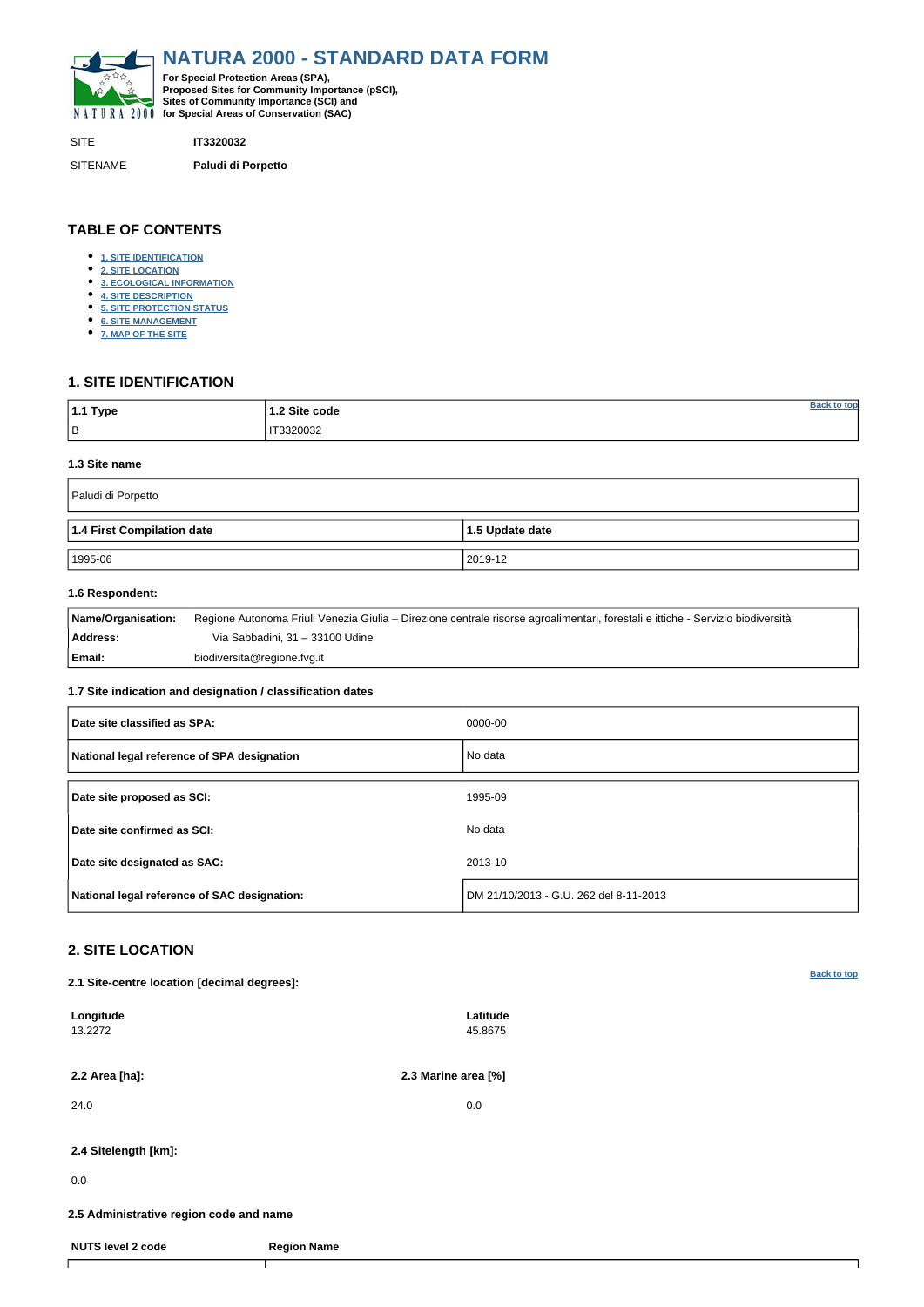# NATURA 2000 - STANDARD DATA FORM

**For Special Protection Areas (SPA), Proposed Sites for Community Importance (pSCI), Sites of Community Importance (SCI) and for Special Areas of Conservation (SAC)**

SITE **IT3320032**

SITENAME **Paludi di Porpetto**

## TABLE OF CONTENTS

- 1. SITE IDENTIFICATION
- 2. SITE LOCATION
- 3. ECOLOGICAL INFORMATION
- 4. SITE DESCRIPTION
- 5. SITE PROTECTION STATUS
- 6. SITE MANAGEMENT
- 7. MAP OF THE SITE

## 1. SITE IDENTIFICATION

| 1.1 Type | 1.2 Site code |
|---|---|
| B | IT3320032 |

### 1.3 Site name

Paludi di Porpetto

| 1.4 First Compilation date | 1.5 Update date |
|---|---|
| 1995-06 | 2019-12 |

### 1.6 Respondent:

| | |
|---|---|
| **Name/Organisation:** | Regione Autonoma Friuli Venezia Giulia – Direzione centrale risorse agroalimentari, forestali e ittiche - Servizio biodiversità |
| **Address:** | Via Sabbadini, 31 – 33100 Udine |
| **Email:** | biodiversita@regione.fvg.it |

### 1.7 Site indication and designation / classification dates

| | |
|---|---|
| **Date site classified as SPA:** | 0000-00 |
| **National legal reference of SPA designation** | No data |
| **Date site proposed as SCI:** | 1995-09 |
| **Date site confirmed as SCI:** | No data |
| **Date site designated as SAC:** | 2013-10 |
| **National legal reference of SAC designation:** | DM 21/10/2013 - G.U. 262 del 8-11-2013 |

## 2. SITE LOCATION

### 2.1 Site-centre location [decimal degrees]:

| Longitude | Latitude |
|---|---|
| 13.2272 | 45.8675 |

| 2.2 Area [ha]: | 2.3 Marine area [%] |
|---|---|
| 24.0 | 0.0 |

### 2.4 Sitelength [km]:

0.0

### 2.5 Administrative region code and name

| NUTS level 2 code | Region Name |
|---|---|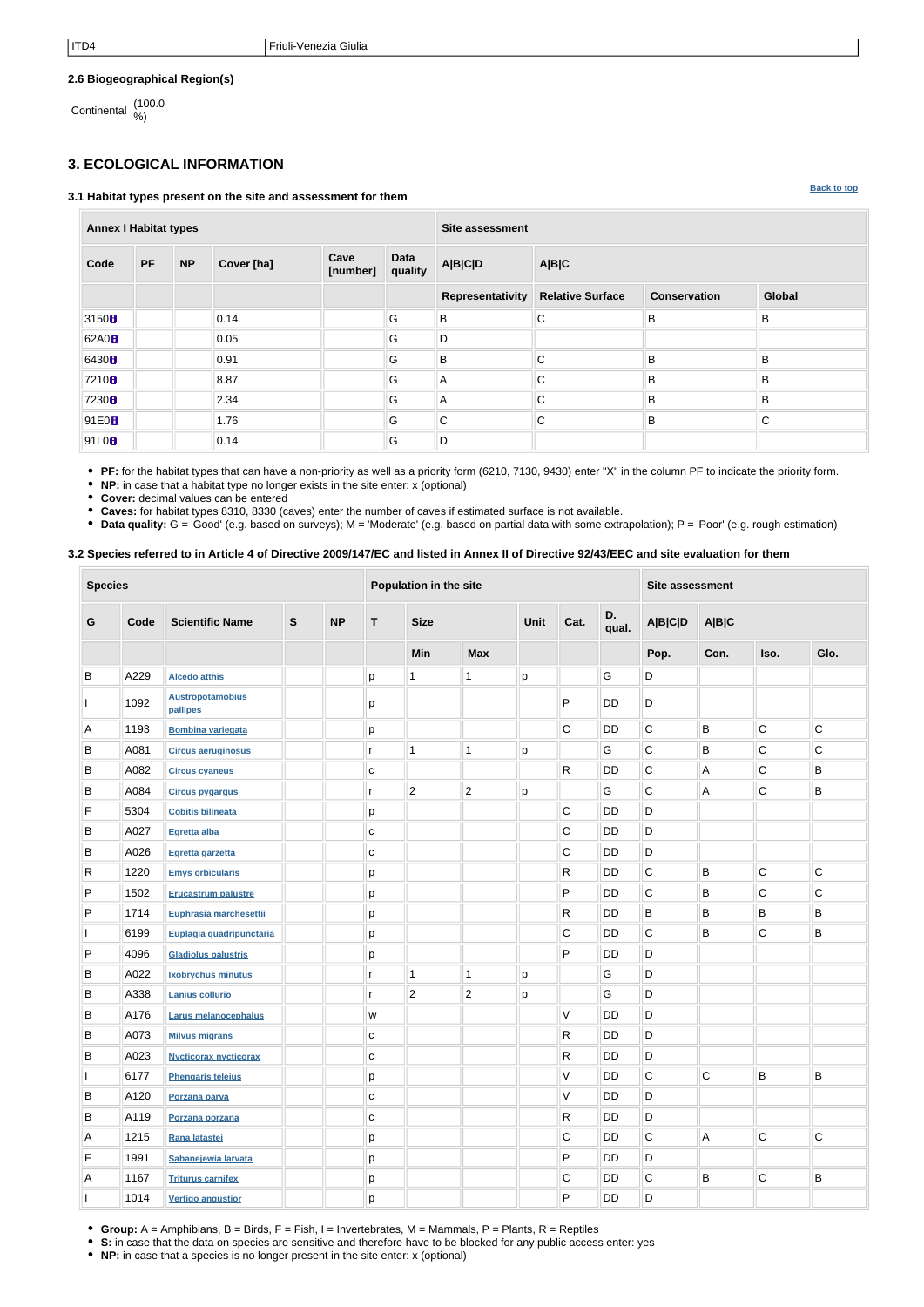| ITD4 | Friuli-Venezia Giulia |
|---|---|

### 2.6 Biogeographical Region(s)

Continental (100.0 %)

## 3. ECOLOGICAL INFORMATION

### 3.1 Habitat types present on the site and assessment for them

Back to top

| Annex I Habitat types | | | | | | Site assessment | | | |
|---|---|---|---|---|---|---|---|---|---|
| Code | PF | NP | Cover [ha] | Cave [number] | Data quality | A\|B\|C\|D | A\|B\|C | | |
| | | | | | | Representativity | Relative Surface | Conservation | Global |
| 3150 | | | 0.14 | | G | B | C | B | B |
| 62A0 | | | 0.05 | | G | D | | | |
| 6430 | | | 0.91 | | G | B | C | B | B |
| 7210 | | | 8.87 | | G | A | C | B | B |
| 7230 | | | 2.34 | | G | A | C | B | B |
| 91E0 | | | 1.76 | | G | C | C | B | C |
| 91L0 | | | 0.14 | | G | D | | | |

- **PF:** for the habitat types that can have a non-priority as well as a priority form (6210, 7130, 9430) enter "X" in the column PF to indicate the priority form.
- **NP:** in case that a habitat type no longer exists in the site enter: x (optional)
- **Cover:** decimal values can be entered
- **Caves:** for habitat types 8310, 8330 (caves) enter the number of caves if estimated surface is not available.
- **Data quality:** G = 'Good' (e.g. based on surveys); M = 'Moderate' (e.g. based on partial data with some extrapolation); P = 'Poor' (e.g. rough estimation)

### 3.2 Species referred to in Article 4 of Directive 2009/147/EC and listed in Annex II of Directive 92/43/EEC and site evaluation for them

| Species | | | | | Population in the site | | | | | | Site assessment | | | |
|---|---|---|---|---|---|---|---|---|---|---|---|---|---|---|
| G | Code | Scientific Name | S | NP | T | Size | | Unit | Cat. | D. qual. | A\|B\|C\|D | A\|B\|C | | |
| | | | | | | Min | Max | | | | Pop. | Con. | Iso. | Glo. |
| B | A229 | Alcedo atthis | | | p | 1 | 1 | p | | G | D | | | |
| I | 1092 | Austropotamobius pallipes | | | p | | | | P | DD | D | | | |
| A | 1193 | Bombina variegata | | | p | | | | C | DD | C | B | C | C |
| B | A081 | Circus aeruginosus | | | r | 1 | 1 | p | | G | C | B | C | C |
| B | A082 | Circus cyaneus | | | c | | | | R | DD | C | A | C | B |
| B | A084 | Circus pygargus | | | r | 2 | 2 | p | | G | C | A | C | B |
| F | 5304 | Cobitis bilineata | | | p | | | | C | DD | D | | | |
| B | A027 | Egretta alba | | | c | | | | C | DD | D | | | |
| B | A026 | Egretta garzetta | | | c | | | | C | DD | D | | | |
| R | 1220 | Emys orbicularis | | | p | | | | R | DD | C | B | C | C |
| P | 1502 | Erucastrum palustre | | | p | | | | P | DD | C | B | C | C |
| P | 1714 | Euphrasia marchesettii | | | p | | | | R | DD | B | B | B | B |
| I | 6199 | Euplagia quadripunctaria | | | p | | | | C | DD | C | B | C | B |
| P | 4096 | Gladiolus palustris | | | p | | | | P | DD | D | | | |
| B | A022 | Ixobrychus minutus | | | r | 1 | 1 | p | | G | D | | | |
| B | A338 | Lanius collurio | | | r | 2 | 2 | p | | G | D | | | |
| B | A176 | Larus melanocephalus | | | w | | | | V | DD | D | | | |
| B | A073 | Milvus migrans | | | c | | | | R | DD | D | | | |
| B | A023 | Nycticorax nycticorax | | | c | | | | R | DD | D | | | |
| I | 6177 | Phengaris teleius | | | p | | | | V | DD | C | C | B | B |
| B | A120 | Porzana parva | | | c | | | | V | DD | D | | | |
| B | A119 | Porzana porzana | | | c | | | | R | DD | D | | | |
| A | 1215 | Rana latastei | | | p | | | | C | DD | C | A | C | C |
| F | 1991 | Sabanejewia larvata | | | p | | | | P | DD | D | | | |
| A | 1167 | Triturus carnifex | | | p | | | | C | DD | C | B | C | B |
| I | 1014 | Vertigo angustior | | | p | | | | P | DD | D | | | |

- **Group:** A = Amphibians, B = Birds, F = Fish, I = Invertebrates, M = Mammals, P = Plants, R = Reptiles
- **S:** in case that the data on species are sensitive and therefore have to be blocked for any public access enter: yes
- **NP:** in case that a species is no longer present in the site enter: x (optional)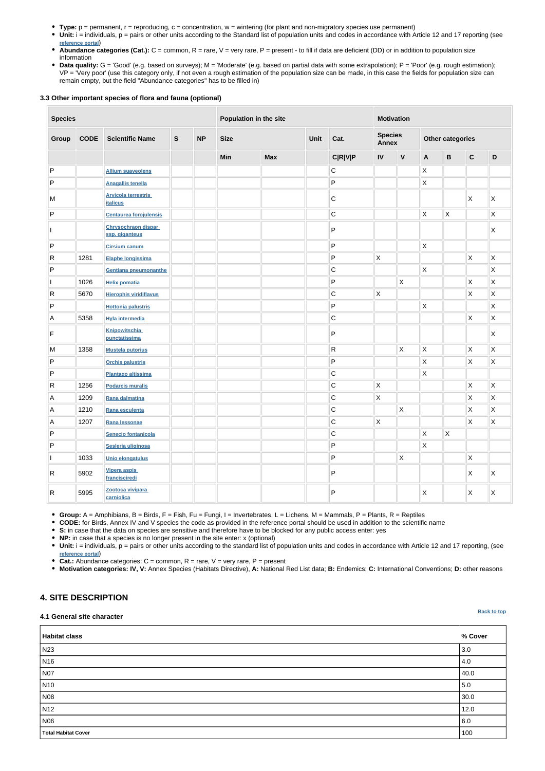- **Type:** p = permanent, r = reproducing, c = concentration, w = wintering (for plant and non-migratory species use permanent)
- **Unit:** i = individuals, p = pairs or other units according to the Standard list of population units and codes in accordance with Article 12 and 17 reporting (see reference portal)
- **Abundance categories (Cat.):** C = common, R = rare, V = very rare, P = present - to fill if data are deficient (DD) or in addition to population size information
- **Data quality:** G = 'Good' (e.g. based on surveys); M = 'Moderate' (e.g. based on partial data with some extrapolation); P = 'Poor' (e.g. rough estimation); VP = 'Very poor' (use this category only, if not even a rough estimation of the population size can be made, in this case the fields for population size can remain empty, but the field "Abundance categories" has to be filled in)

### 3.3 Other important species of flora and fauna (optional)

| Species | | | | | Population in the site | | | | Motivation | | | | | |
|---|---|---|---|---|---|---|---|---|---|---|---|---|---|---|
| Group | CODE | Scientific Name | S | NP | Size | | Unit | Cat. | Species Annex | | Other categories | | | |
| | | | | | Min | Max | | C\|R\|V\|P | IV | V | A | B | C | D |
| P | | Allium suaveolens | | | | | | C | | | X | | | |
| P | | Anagallis tenella | | | | | | P | | | X | | | |
| M | | Arvicola terrestris italicus | | | | | | C | | | | | X | X |
| P | | Centaurea forojulensis | | | | | | C | | | X | X | | X |
| I | | Chrysochraon dispar ssp. giganteus | | | | | | P | | | | | | X |
| P | | Cirsium canum | | | | | | P | | | X | | | |
| R | 1281 | Elaphe longissima | | | | | | P | X | | | | X | X |
| P | | Gentiana pneumonanthe | | | | | | C | | | X | | | X |
| I | 1026 | Helix pomatia | | | | | | P | | X | | | X | X |
| R | 5670 | Hierophis viridiflavus | | | | | | C | X | | | | X | X |
| P | | Hottonia palustris | | | | | | P | | | X | | | X |
| A | 5358 | Hyla intermedia | | | | | | C | | | | | X | X |
| F | | Knipowitschia punctatissima | | | | | | P | | | | | | X |
| M | 1358 | Mustela putorius | | | | | | R | | X | X | | X | X |
| P | | Orchis palustris | | | | | | P | | | X | | X | X |
| P | | Plantago altissima | | | | | | C | | | X | | | |
| R | 1256 | Podarcis muralis | | | | | | C | X | | | | X | X |
| A | 1209 | Rana dalmatina | | | | | | C | X | | | | X | X |
| A | 1210 | Rana esculenta | | | | | | C | | X | | | X | X |
| A | 1207 | Rana lessonae | | | | | | C | X | | | | X | X |
| P | | Senecio fontanicola | | | | | | C | | | X | X | | |
| P | | Sesleria uliginosa | | | | | | P | | | X | | | |
| I | 1033 | Unio elongatulus | | | | | | P | | X | | | X | |
| R | 5902 | Vipera aspis francisciredi | | | | | | P | | | | | X | X |
| R | 5995 | Zootoca vivipara carniolica | | | | | | P | | | X | | X | X |

- **Group:** A = Amphibians, B = Birds, F = Fish, Fu = Fungi, I = Invertebrates, L = Lichens, M = Mammals, P = Plants, R = Reptiles
- **CODE:** for Birds, Annex IV and V species the code as provided in the reference portal should be used in addition to the scientific name
- **S:** in case that the data on species are sensitive and therefore have to be blocked for any public access enter: yes
- **NP:** in case that a species is no longer present in the site enter: x (optional)
- **Unit:** i = individuals, p = pairs or other units according to the standard list of population units and codes in accordance with Article 12 and 17 reporting, (see reference portal)
- **Cat.:** Abundance categories: C = common, R = rare, V = very rare, P = present
- **Motivation categories: IV, V:** Annex Species (Habitats Directive), **A:** National Red List data; **B:** Endemics; **C:** International Conventions; **D:** other reasons

## 4. SITE DESCRIPTION

### 4.1 General site character

Back to top

| Habitat class | % Cover |
|---|---|
| N23 | 3.0 |
| N16 | 4.0 |
| N07 | 40.0 |
| N10 | 5.0 |
| N08 | 30.0 |
| N12 | 12.0 |
| N06 | 6.0 |
| **Total Habitat Cover** | 100 |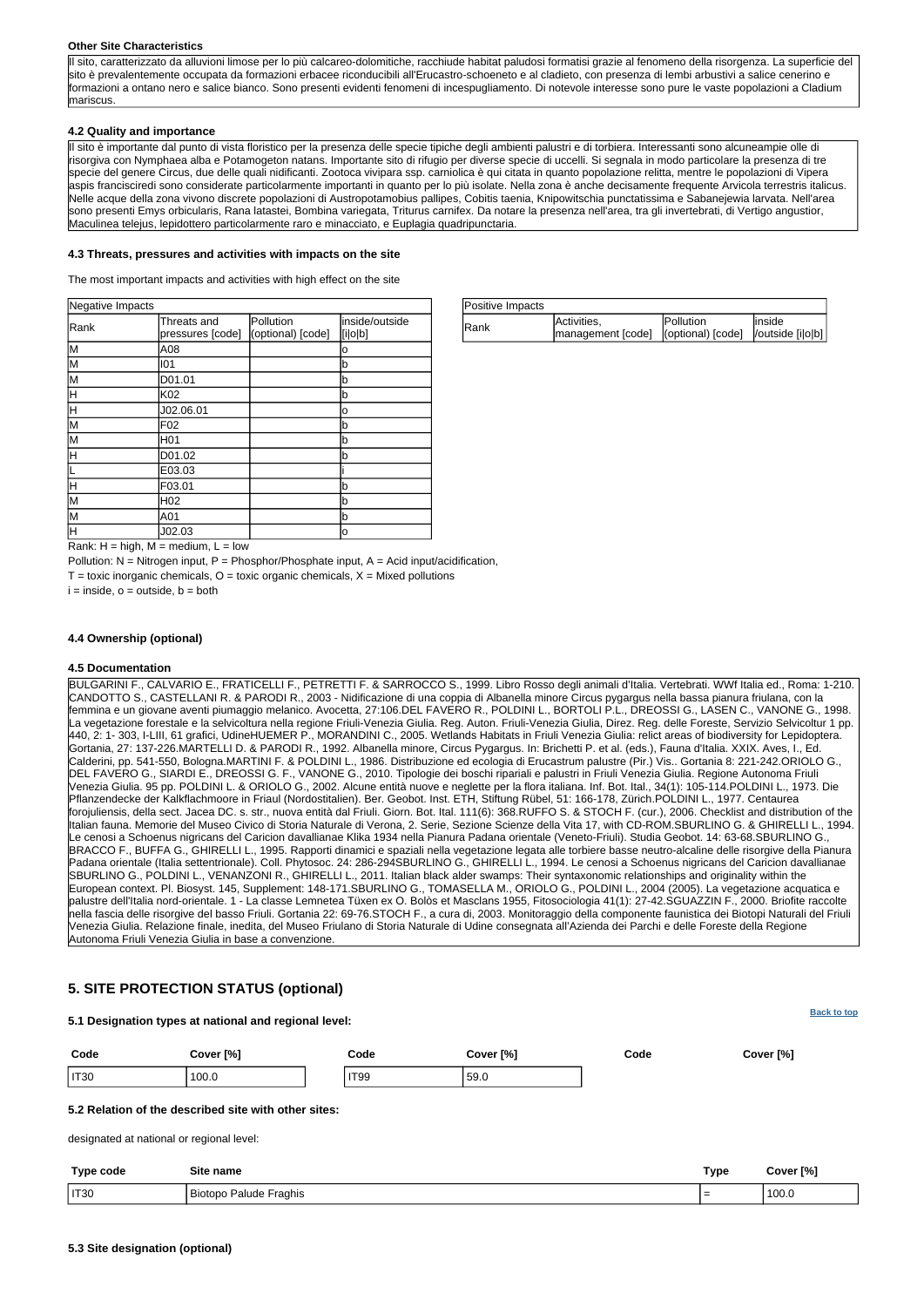**Other Site Characteristics**

Il sito, caratterizzato da alluvioni limose per lo più calcareo-dolomitiche, racchiude habitat paludosi formatisi grazie al fenomeno della risorgenza. La superficie del sito è prevalentemente occupata da formazioni erbacee riconducibili all'Erucastro-schoeneto e al cladieto, con presenza di lembi arbustivi a salice cenerino e formazioni a ontano nero e salice bianco. Sono presenti evidenti fenomeni di incespugliamento. Di notevole interesse sono pure le vaste popolazioni a Cladium mariscus.

### 4.2 Quality and importance

Il sito è importante dal punto di vista floristico per la presenza delle specie tipiche degli ambienti palustri e di torbiera. Interessanti sono alcuneampie olle di risorgiva con Nymphaea alba e Potamogeton natans. Importante sito di rifugio per diverse specie di uccelli. Si segnala in modo particolare la presenza di tre specie del genere Circus, due delle quali nidificanti. Zootoca vivipara ssp. carniolica è qui citata in quanto popolazione relitta, mentre le popolazioni di Vipera aspis francisciredi sono considerate particolarmente importanti in quanto per lo più isolate. Nella zona è anche decisamente frequente Arvicola terrestris italicus. Nelle acque della zona vivono discrete popolazioni di Austropotamobius pallipes, Cobitis taenia, Knipowitschia punctatissima e Sabanejewia larvata. Nell'area sono presenti Emys orbicularis, Rana latastei, Bombina variegata, Triturus carnifex. Da notare la presenza nell'area, tra gli invertebrati, di Vertigo angustior, Maculinea telejus, lepidottero particolarmente raro e minacciato, e Euplagia quadripunctaria.

### 4.3 Threats, pressures and activities with impacts on the site

The most important impacts and activities with high effect on the site

| Negative Impacts | | | |
|---|---|---|---|
| Rank | Threats and pressures [code] | Pollution (optional) [code] | inside/outside [i\|o\|b] |
| M | A08 | | o |
| M | I01 | | b |
| M | D01.01 | | b |
| H | K02 | | b |
| H | J02.06.01 | | o |
| M | F02 | | b |
| M | H01 | | b |
| H | D01.02 | | b |
| L | E03.03 | | i |
| H | F03.01 | | b |
| M | H02 | | b |
| M | A01 | | b |
| H | J02.03 | | o |

| Positive Impacts | | | |
|---|---|---|---|
| Rank | Activities, management [code] | Pollution (optional) [code] | inside /outside [i\|o\|b] |

Rank: H = high, M = medium, L = low

Pollution: N = Nitrogen input, P = Phosphor/Phosphate input, A = Acid input/acidification,

T = toxic inorganic chemicals, O = toxic organic chemicals, X = Mixed pollutions

i = inside, o = outside, b = both

### 4.4 Ownership (optional)

### 4.5 Documentation

BULGARINI F., CALVARIO E., FRATICELLI F., PETRETTI F. & SARROCCO S., 1999. Libro Rosso degli animali d'Italia. Vertebrati. WWf Italia ed., Roma: 1-210. CANDOTTO S., CASTELLANI R. & PARODI R., 2003 - Nidificazione di una coppia di Albanella minore Circus pygargus nella bassa pianura friulana, con la femmina e un giovane aventi piumaggio melanico. Avocetta, 27:106.DEL FAVERO R., POLDINI L., BORTOLI P.L., DREOSSI G., LASEN C., VANONE G., 1998. La vegetazione forestale e la selvicoltura nella regione Friuli-Venezia Giulia. Reg. Auton. Friuli-Venezia Giulia, Direz. Reg. delle Foreste, Servizio Selvicoltur 1 pp. 440, 2: 1- 303, I-LIII, 61 grafici, UdineHUEMER P., MORANDINI C., 2005. Wetlands Habitats in Friuli Venezia Giulia: relict areas of biodiversity for Lepidoptera. Gortania, 27: 137-226.MARTELLI D. & PARODI R., 1992. Albanella minore, Circus Pygargus. In: Brichetti P. et al. (eds.), Fauna d'Italia. XXIX. Aves, I., Ed. Calderini, pp. 541-550, Bologna.MARTINI F. & POLDINI L., 1986. Distribuzione ed ecologia di Erucastrum palustre (Pir.) Vis.. Gortania 8: 221-242.ORIOLO G., DEL FAVERO G., SIARDI E., DREOSSI G. F., VANONE G., 2010. Tipologie dei boschi ripariali e palustri in Friuli Venezia Giulia. Regione Autonoma Friuli Venezia Giulia. 95 pp. POLDINI L. & ORIOLO G., 2002. Alcune entità nuove e neglette per la flora italiana. Inf. Bot. Ital., 34(1): 105-114.POLDINI L., 1973. Die Pflanzendecke der Kalkflachmoore in Friaul (Nordostitalien). Ber. Geobot. Inst. ETH, Stiftung Rübel, 51: 166-178, Zürich.POLDINI L., 1977. Centaurea forojuliensis, della sect. Jacea DC. s. str., nuova entità dal Friuli. Giorn. Bot. Ital. 111(6): 368.RUFFO S. & STOCH F. (cur.), 2006. Checklist and distribution of the Italian fauna. Memorie del Museo Civico di Storia Naturale di Verona, 2. Serie, Sezione Scienze della Vita 17, with CD-ROM.SBURLINO G. & GHIRELLI L., 1994. Le cenosi a Schoenus nigricans del Caricion davallianae Klika 1934 nella Pianura Padana orientale (Veneto-Friuli). Studia Geobot. 14: 63-68.SBURLINO G., BRACCO F., BUFFA G., GHIRELLI L., 1995. Rapporti dinamici e spaziali nella vegetazione legata alle torbiere basse neutro-alcaline delle risorgive della Pianura Padana orientale (Italia settentrionale). Coll. Phytosoc. 24: 286-294SBURLINO G., GHIRELLI L., 1994. Le cenosi a Schoenus nigricans del Caricion davallianae SBURLINO G., POLDINI L., VENANZONI R., GHIRELLI L., 2011. Italian black alder swamps: Their syntaxonomic relationships and originality within the European context. Pl. Biosyst. 145, Supplement: 148-171.SBURLINO G., TOMASELLA M., ORIOLO G., POLDINI L., 2004 (2005). La vegetazione acquatica e palustre dell'Italia nord-orientale. 1 - La classe Lemnetea Tüxen ex O. Bolòs et Masclans 1955, Fitosociologia 41(1): 27-42.SGUAZZIN F., 2000. Briofite raccolte nella fascia delle risorgive del basso Friuli. Gortania 22: 69-76.STOCH F., a cura di, 2003. Monitoraggio della componente faunistica dei Biotopi Naturali del Friuli Venezia Giulia. Relazione finale, inedita, del Museo Friulano di Storia Naturale di Udine consegnata all'Azienda dei Parchi e delle Foreste della Regione Autonoma Friuli Venezia Giulia in base a convenzione.

## 5. SITE PROTECTION STATUS (optional)

Back to top

### 5.1 Designation types at national and regional level:

| Code | Cover [%] | Code | Cover [%] | Code | Cover [%] |
|---|---|---|---|---|---|
| IT30 | 100.0 | IT99 | 59.0 | | |

### 5.2 Relation of the described site with other sites:

designated at national or regional level:

| Type code | Site name | Type | Cover [%] |
|---|---|---|---|
| IT30 | Biotopo Palude Fraghis | = | 100.0 |

### 5.3 Site designation (optional)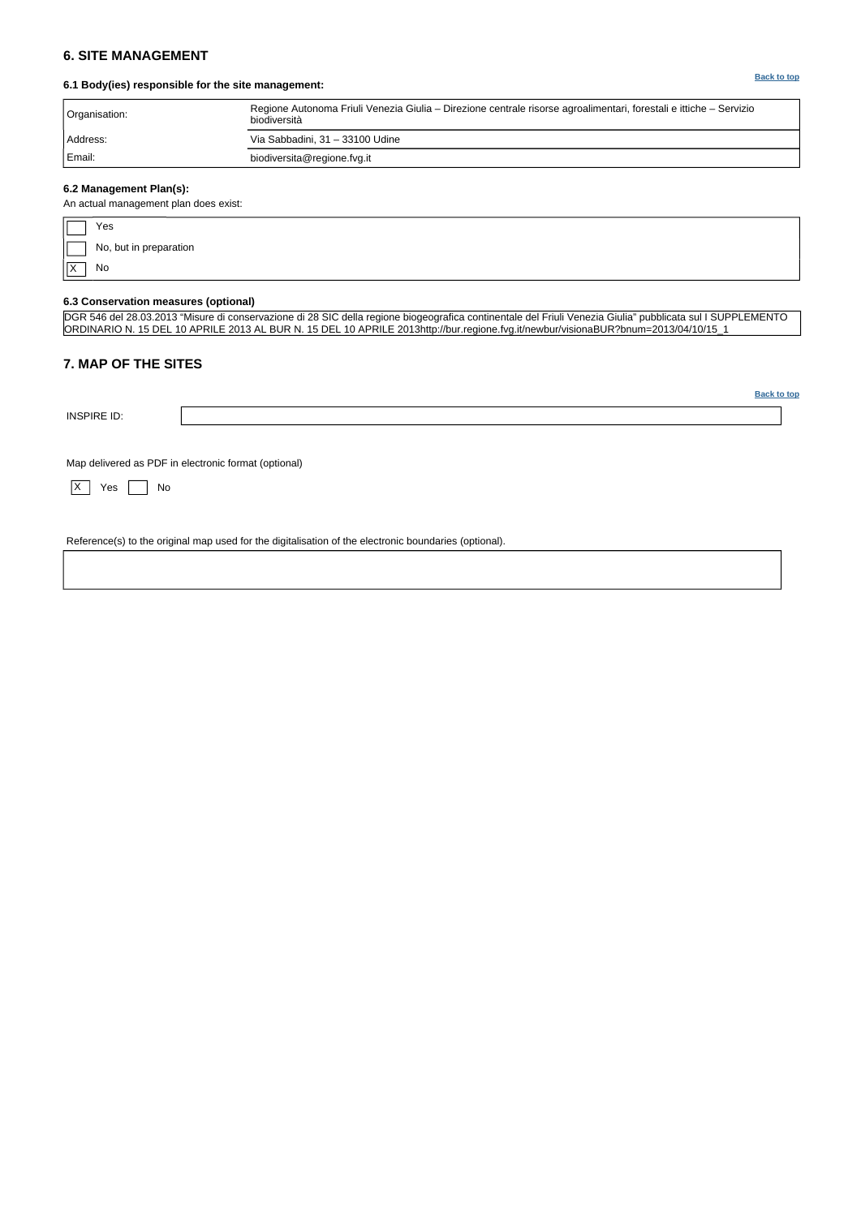## 6. SITE MANAGEMENT

### 6.1 Body(ies) responsible for the site management:

[Back to top]

| | |
|---|---|
| Organisation: | Regione Autonoma Friuli Venezia Giulia – Direzione centrale risorse agroalimentari, forestali e ittiche – Servizio biodiversità |
| Address: | Via Sabbadini, 31 – 33100 Udine |
| Email: | biodiversita@regione.fvg.it |

### 6.2 Management Plan(s):

An actual management plan does exist:

| | |
|---|---|
| [ ] | Yes |
| [ ] | No, but in preparation |
| X | No |

### 6.3 Conservation measures (optional)

DGR 546 del 28.03.2013 "Misure di conservazione di 28 SIC della regione biogeografica continentale del Friuli Venezia Giulia" pubblicata sul I SUPPLEMENTO ORDINARIO N. 15 DEL 10 APRILE 2013 AL BUR N. 15 DEL 10 APRILE 2013http://bur.regione.fvg.it/newbur/visionaBUR?bnum=2013/04/10/15_1

## 7. MAP OF THE SITES

[Back to top]

INSPIRE ID:

Map delivered as PDF in electronic format (optional)

X Yes [ ] No

Reference(s) to the original map used for the digitalisation of the electronic boundaries (optional).